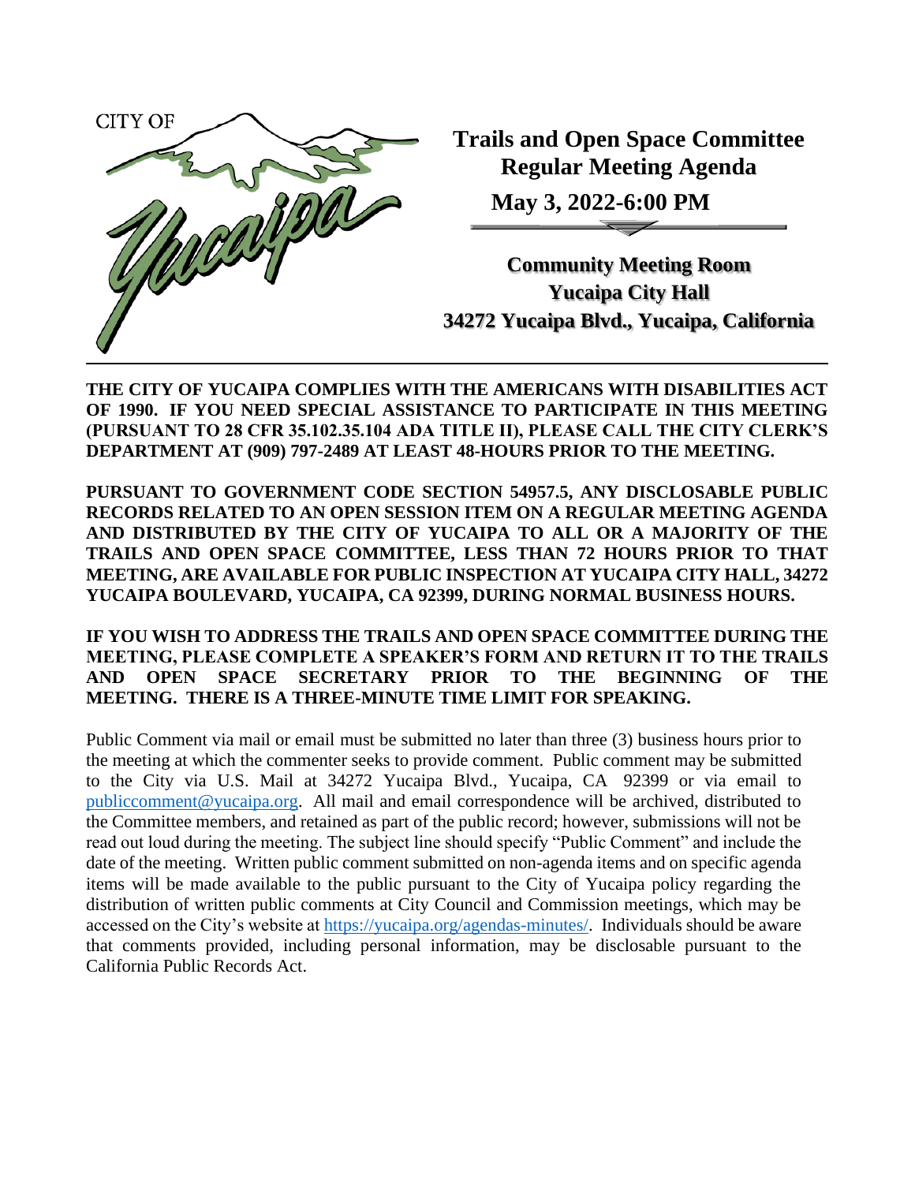CITY OF Yucaipa

# Trails and Open Space Committee Regular Meeting Agenda

**May 3, 2022-6:00 PM**

**Community Meeting Room**
**Yucaipa City Hall**
**34272 Yucaipa Blvd., Yucaipa, California**

---

**THE CITY OF YUCAIPA COMPLIES WITH THE AMERICANS WITH DISABILITIES ACT OF 1990. IF YOU NEED SPECIAL ASSISTANCE TO PARTICIPATE IN THIS MEETING (PURSUANT TO 28 CFR 35.102.35.104 ADA TITLE II), PLEASE CALL THE CITY CLERK'S DEPARTMENT AT (909) 797-2489 AT LEAST 48-HOURS PRIOR TO THE MEETING.**

**PURSUANT TO GOVERNMENT CODE SECTION 54957.5, ANY DISCLOSABLE PUBLIC RECORDS RELATED TO AN OPEN SESSION ITEM ON A REGULAR MEETING AGENDA AND DISTRIBUTED BY THE CITY OF YUCAIPA TO ALL OR A MAJORITY OF THE TRAILS AND OPEN SPACE COMMITTEE, LESS THAN 72 HOURS PRIOR TO THAT MEETING, ARE AVAILABLE FOR PUBLIC INSPECTION AT YUCAIPA CITY HALL, 34272 YUCAIPA BOULEVARD, YUCAIPA, CA 92399, DURING NORMAL BUSINESS HOURS.**

**IF YOU WISH TO ADDRESS THE TRAILS AND OPEN SPACE COMMITTEE DURING THE MEETING, PLEASE COMPLETE A SPEAKER'S FORM AND RETURN IT TO THE TRAILS AND OPEN SPACE SECRETARY PRIOR TO THE BEGINNING OF THE MEETING. THERE IS A THREE-MINUTE TIME LIMIT FOR SPEAKING.**

Public Comment via mail or email must be submitted no later than three (3) business hours prior to the meeting at which the commenter seeks to provide comment. Public comment may be submitted to the City via U.S. Mail at 34272 Yucaipa Blvd., Yucaipa, CA 92399 or via email to [publiccomment@yucaipa.org](mailto:publiccomment@yucaipa.org). All mail and email correspondence will be archived, distributed to the Committee members, and retained as part of the public record; however, submissions will not be read out loud during the meeting. The subject line should specify "Public Comment" and include the date of the meeting. Written public comment submitted on non-agenda items and on specific agenda items will be made available to the public pursuant to the City of Yucaipa policy regarding the distribution of written public comments at City Council and Commission meetings, which may be accessed on the City's website at [https://yucaipa.org/agendas-minutes/](https://yucaipa.org/agendas-minutes/). Individuals should be aware that comments provided, including personal information, may be disclosable pursuant to the California Public Records Act.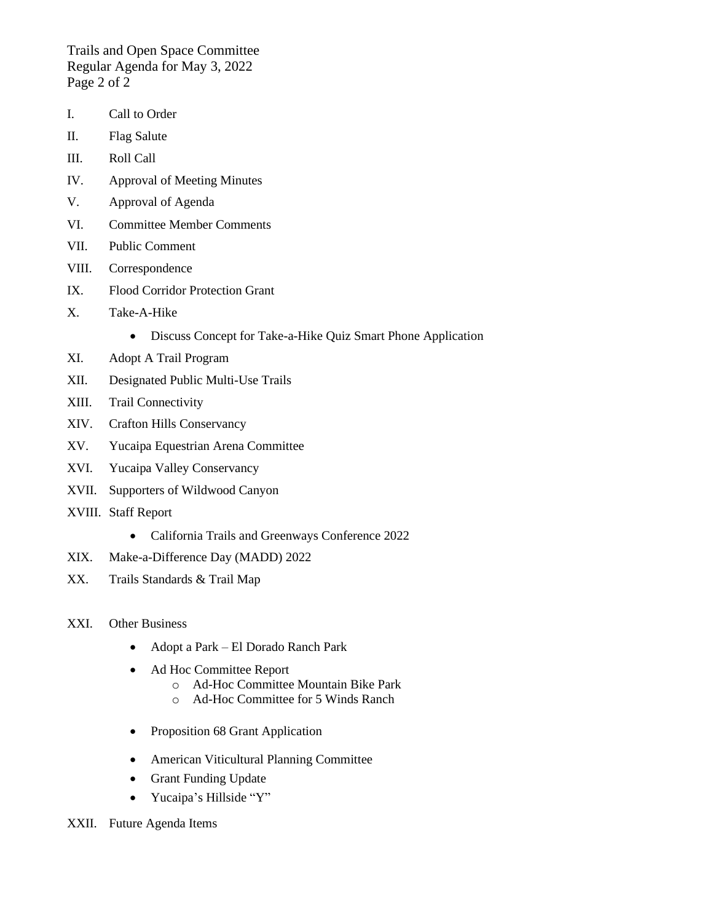I. Call to Order

II. Flag Salute

III. Roll Call

IV. Approval of Meeting Minutes

V. Approval of Agenda

VI. Committee Member Comments

VII. Public Comment

VIII. Correspondence

IX. Flood Corridor Protection Grant

X. Take-A-Hike
   - Discuss Concept for Take-a-Hike Quiz Smart Phone Application

XI. Adopt A Trail Program

XII. Designated Public Multi-Use Trails

XIII. Trail Connectivity

XIV. Crafton Hills Conservancy

XV. Yucaipa Equestrian Arena Committee

XVI. Yucaipa Valley Conservancy

XVII. Supporters of Wildwood Canyon

XVIII. Staff Report
   - California Trails and Greenways Conference 2022

XIX. Make-a-Difference Day (MADD) 2022

XX. Trails Standards & Trail Map

XXI. Other Business
   - Adopt a Park – El Dorado Ranch Park
   - Ad Hoc Committee Report
     - Ad-Hoc Committee Mountain Bike Park
     - Ad-Hoc Committee for 5 Winds Ranch
   - Proposition 68 Grant Application
   - American Viticultural Planning Committee
   - Grant Funding Update
   - Yucaipa's Hillside "Y"

XXII. Future Agenda Items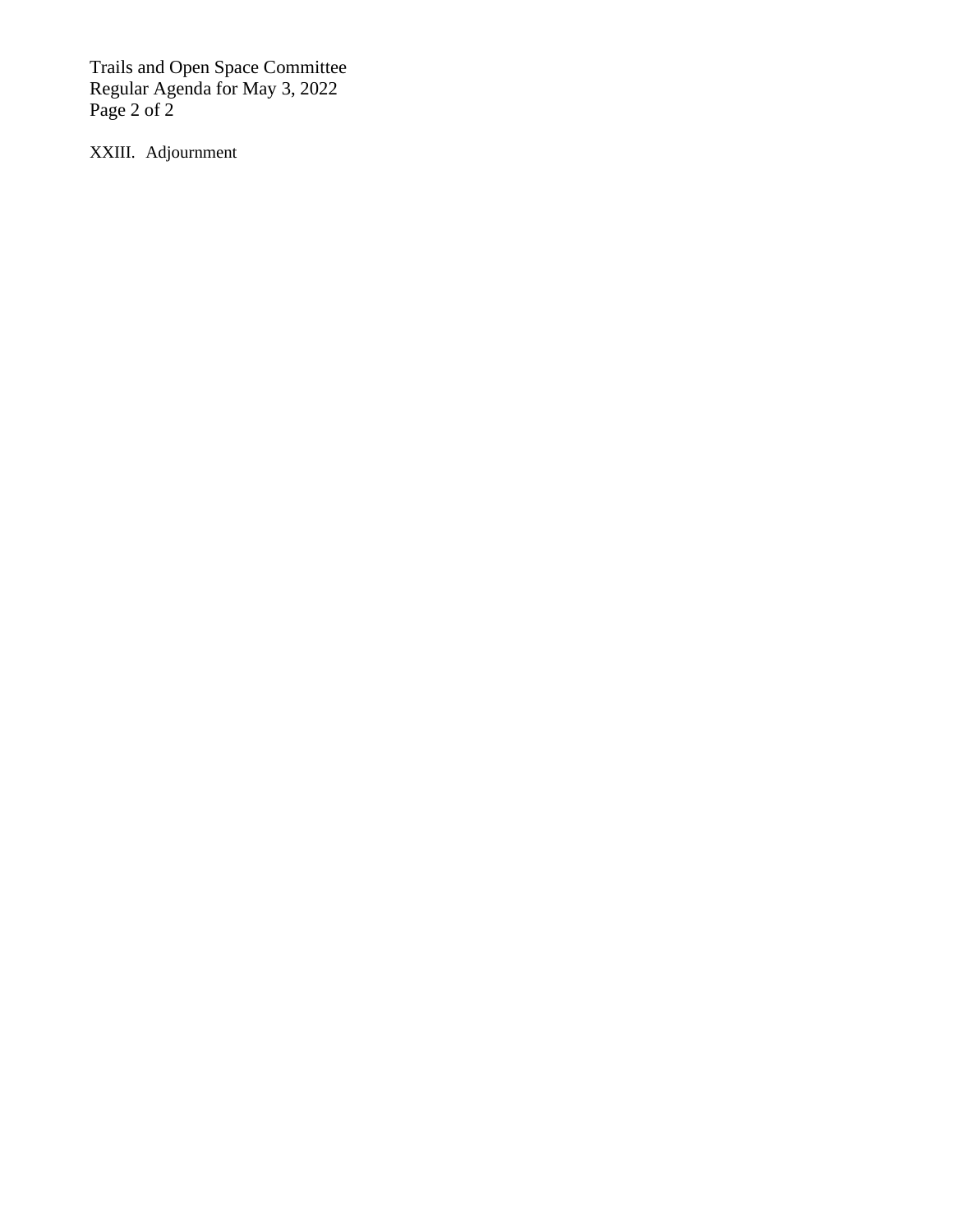XXIII. Adjournment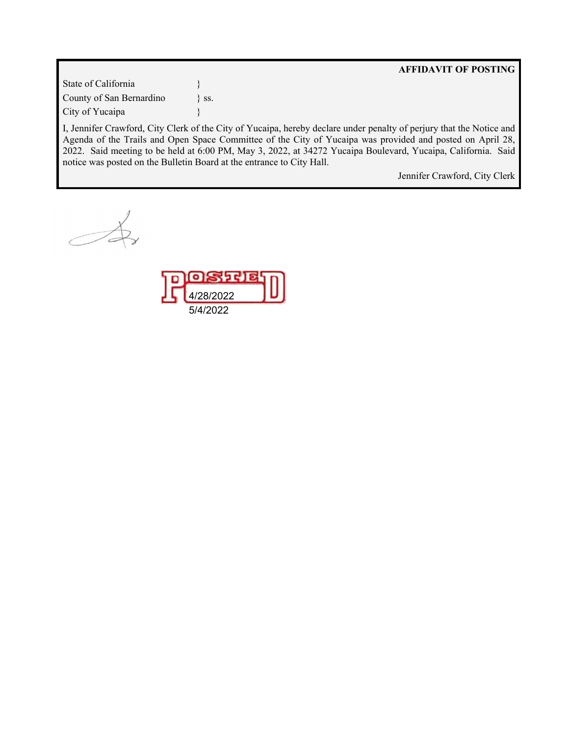**AFFIDAVIT OF POSTING**

State of California }
County of San Bernardino } ss.
City of Yucaipa }

I, Jennifer Crawford, City Clerk of the City of Yucaipa, hereby declare under penalty of perjury that the Notice and Agenda of the Trails and Open Space Committee of the City of Yucaipa was provided and posted on April 28, 2022. Said meeting to be held at 6:00 PM, May 3, 2022, at 34272 Yucaipa Boulevard, Yucaipa, California. Said notice was posted on the Bulletin Board at the entrance to City Hall.

Jennifer Crawford, City Clerk

POSTED
4/28/2022
5/4/2022